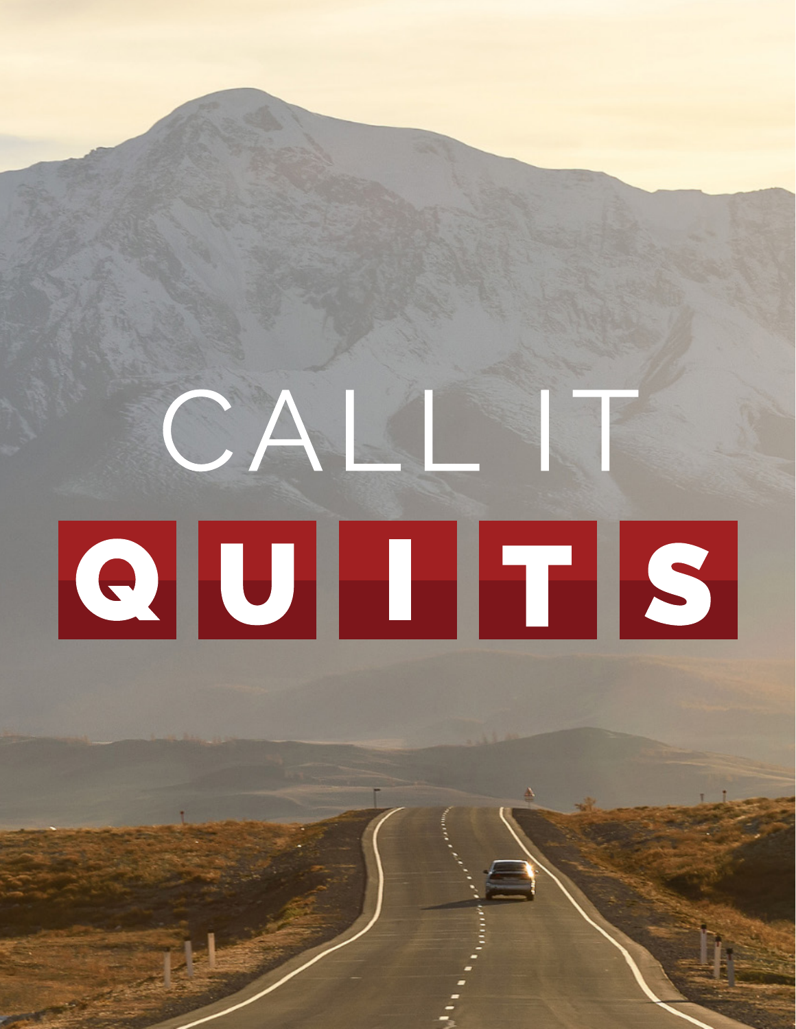# CALL IT QUITS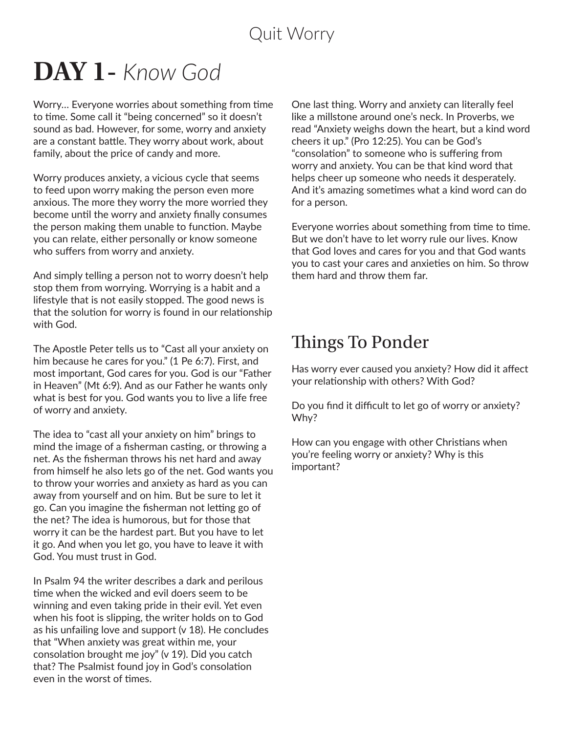# DAY 1- *Know God*

Worry… Everyone worries about something from time to time. Some call it "being concerned" so it doesn't sound as bad. However, for some, worry and anxiety are a constant battle. They worry about work, about family, about the price of candy and more.

Worry produces anxiety, a vicious cycle that seems to feed upon worry making the person even more anxious. The more they worry the more worried they become until the worry and anxiety finally consumes the person making them unable to function. Maybe you can relate, either personally or know someone who suffers from worry and anxiety.

And simply telling a person not to worry doesn't help stop them from worrying. Worrying is a habit and a lifestyle that is not easily stopped. The good news is that the solution for worry is found in our relationship with God.

The Apostle Peter tells us to "Cast all your anxiety on him because he cares for you." (1 Pe 6:7). First, and most important, God cares for you. God is our "Father in Heaven" (Mt 6:9). And as our Father he wants only what is best for you. God wants you to live a life free of worry and anxiety.

The idea to "cast all your anxiety on him" brings to mind the image of a fisherman casting, or throwing a net. As the fisherman throws his net hard and away from himself he also lets go of the net. God wants you to throw your worries and anxiety as hard as you can away from yourself and on him. But be sure to let it go. Can you imagine the fisherman not letting go of the net? The idea is humorous, but for those that worry it can be the hardest part. But you have to let it go. And when you let go, you have to leave it with God. You must trust in God.

In Psalm 94 the writer describes a dark and perilous time when the wicked and evil doers seem to be winning and even taking pride in their evil. Yet even when his foot is slipping, the writer holds on to God as his unfailing love and support (v 18). He concludes that "When anxiety was great within me, your consolation brought me joy" (v 19). Did you catch that? The Psalmist found joy in God's consolation even in the worst of times.

One last thing. Worry and anxiety can literally feel like a millstone around one's neck. In Proverbs, we read "Anxiety weighs down the heart, but a kind word cheers it up." (Pro 12:25). You can be God's "consolation" to someone who is suffering from worry and anxiety. You can be that kind word that helps cheer up someone who needs it desperately. And it's amazing sometimes what a kind word can do for a person.

Everyone worries about something from time to time. But we don't have to let worry rule our lives. Know that God loves and cares for you and that God wants you to cast your cares and anxieties on him. So throw them hard and throw them far.

## Things To Ponder

Has worry ever caused you anxiety? How did it affect your relationship with others? With God?

Do you find it difficult to let go of worry or anxiety? Why?

How can you engage with other Christians when you're feeling worry or anxiety? Why is this important?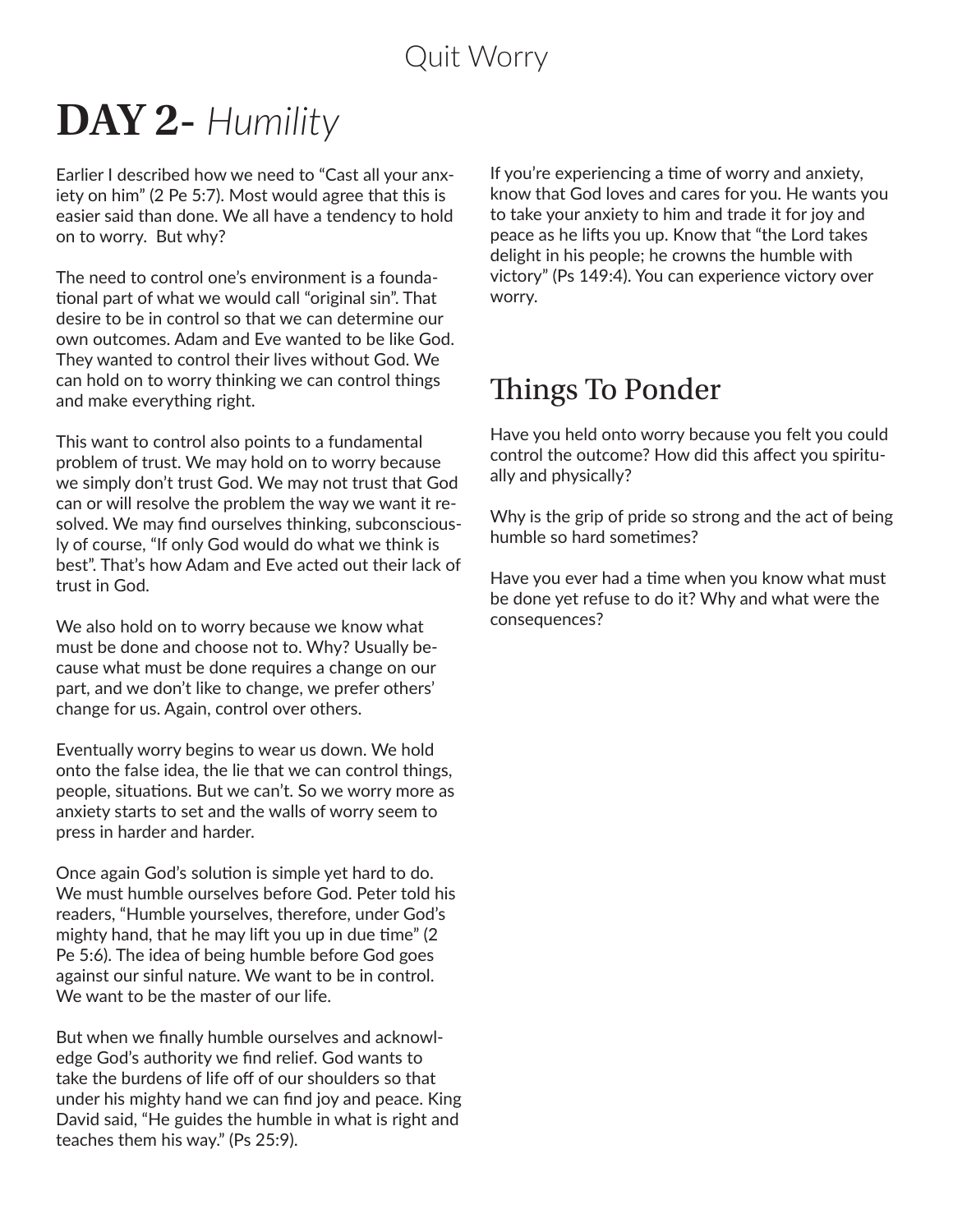# DAY 2- *Humility*

Earlier I described how we need to "Cast all your anxiety on him" (2 Pe 5:7). Most would agree that this is easier said than done. We all have a tendency to hold on to worry. But why?

The need to control one's environment is a foundational part of what we would call "original sin". That desire to be in control so that we can determine our own outcomes. Adam and Eve wanted to be like God. They wanted to control their lives without God. We can hold on to worry thinking we can control things and make everything right.

This want to control also points to a fundamental problem of trust. We may hold on to worry because we simply don't trust God. We may not trust that God can or will resolve the problem the way we want it resolved. We may find ourselves thinking, subconsciously of course, "If only God would do what we think is best". That's how Adam and Eve acted out their lack of trust in God.

We also hold on to worry because we know what must be done and choose not to. Why? Usually because what must be done requires a change on our part, and we don't like to change, we prefer others' change for us. Again, control over others.

Eventually worry begins to wear us down. We hold onto the false idea, the lie that we can control things, people, situations. But we can't. So we worry more as anxiety starts to set and the walls of worry seem to press in harder and harder.

Once again God's solution is simple yet hard to do. We must humble ourselves before God. Peter told his readers, "Humble yourselves, therefore, under God's mighty hand, that he may lift you up in due time" (2 Pe 5:6). The idea of being humble before God goes against our sinful nature. We want to be in control. We want to be the master of our life.

But when we finally humble ourselves and acknowledge God's authority we find relief. God wants to take the burdens of life off of our shoulders so that under his mighty hand we can find joy and peace. King David said, "He guides the humble in what is right and teaches them his way." (Ps 25:9).

If you're experiencing a time of worry and anxiety, know that God loves and cares for you. He wants you to take your anxiety to him and trade it for joy and peace as he lifts you up. Know that "the Lord takes delight in his people; he crowns the humble with victory" (Ps 149:4). You can experience victory over worry.

## Things To Ponder

Have you held onto worry because you felt you could control the outcome? How did this affect you spiritually and physically?

Why is the grip of pride so strong and the act of being humble so hard sometimes?

Have you ever had a time when you know what must be done yet refuse to do it? Why and what were the consequences?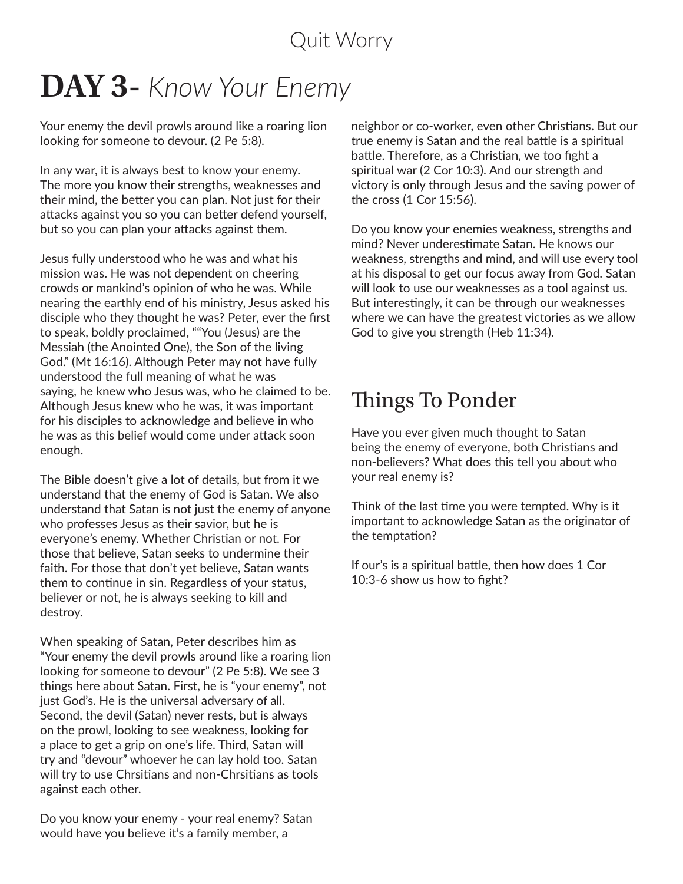# DAY 3- *Know Your Enemy*

Your enemy the devil prowls around like a roaring lion looking for someone to devour. (2 Pe 5:8).

In any war, it is always best to know your enemy. The more you know their strengths, weaknesses and their mind, the better you can plan. Not just for their attacks against you so you can better defend yourself, but so you can plan your attacks against them.

Jesus fully understood who he was and what his mission was. He was not dependent on cheering crowds or mankind's opinion of who he was. While nearing the earthly end of his ministry, Jesus asked his disciple who they thought he was? Peter, ever the first to speak, boldly proclaimed, ""You (Jesus) are the Messiah (the Anointed One), the Son of the living God." (Mt 16:16). Although Peter may not have fully understood the full meaning of what he was saying, he knew who Jesus was, who he claimed to be. Although Jesus knew who he was, it was important for his disciples to acknowledge and believe in who he was as this belief would come under attack soon enough.

The Bible doesn't give a lot of details, but from it we understand that the enemy of God is Satan. We also understand that Satan is not just the enemy of anyone who professes Jesus as their savior, but he is everyone's enemy. Whether Christian or not. For those that believe, Satan seeks to undermine their faith. For those that don't yet believe, Satan wants them to continue in sin. Regardless of your status, believer or not, he is always seeking to kill and destroy.

When speaking of Satan, Peter describes him as "Your enemy the devil prowls around like a roaring lion looking for someone to devour" (2 Pe 5:8). We see 3 things here about Satan. First, he is "your enemy", not just God's. He is the universal adversary of all. Second, the devil (Satan) never rests, but is always on the prowl, looking to see weakness, looking for a place to get a grip on one's life. Third, Satan will try and "devour" whoever he can lay hold too. Satan will try to use Chrsitians and non-Chrsitians as tools against each other.

Do you know your enemy - your real enemy? Satan would have you believe it's a family member, a neighbor or co-worker, even other Christians. But our true enemy is Satan and the real battle is a spiritual battle. Therefore, as a Christian, we too fight a spiritual war (2 Cor 10:3). And our strength and victory is only through Jesus and the saving power of the cross (1 Cor 15:56).

Do you know your enemies weakness, strengths and mind? Never underestimate Satan. He knows our weakness, strengths and mind, and will use every tool at his disposal to get our focus away from God. Satan will look to use our weaknesses as a tool against us. But interestingly, it can be through our weaknesses where we can have the greatest victories as we allow God to give you strength (Heb 11:34).

## Things To Ponder

Have you ever given much thought to Satan being the enemy of everyone, both Christians and non-believers? What does this tell you about who your real enemy is?

Think of the last time you were tempted. Why is it important to acknowledge Satan as the originator of the temptation?

If our's is a spiritual battle, then how does 1 Cor 10:3-6 show us how to fight?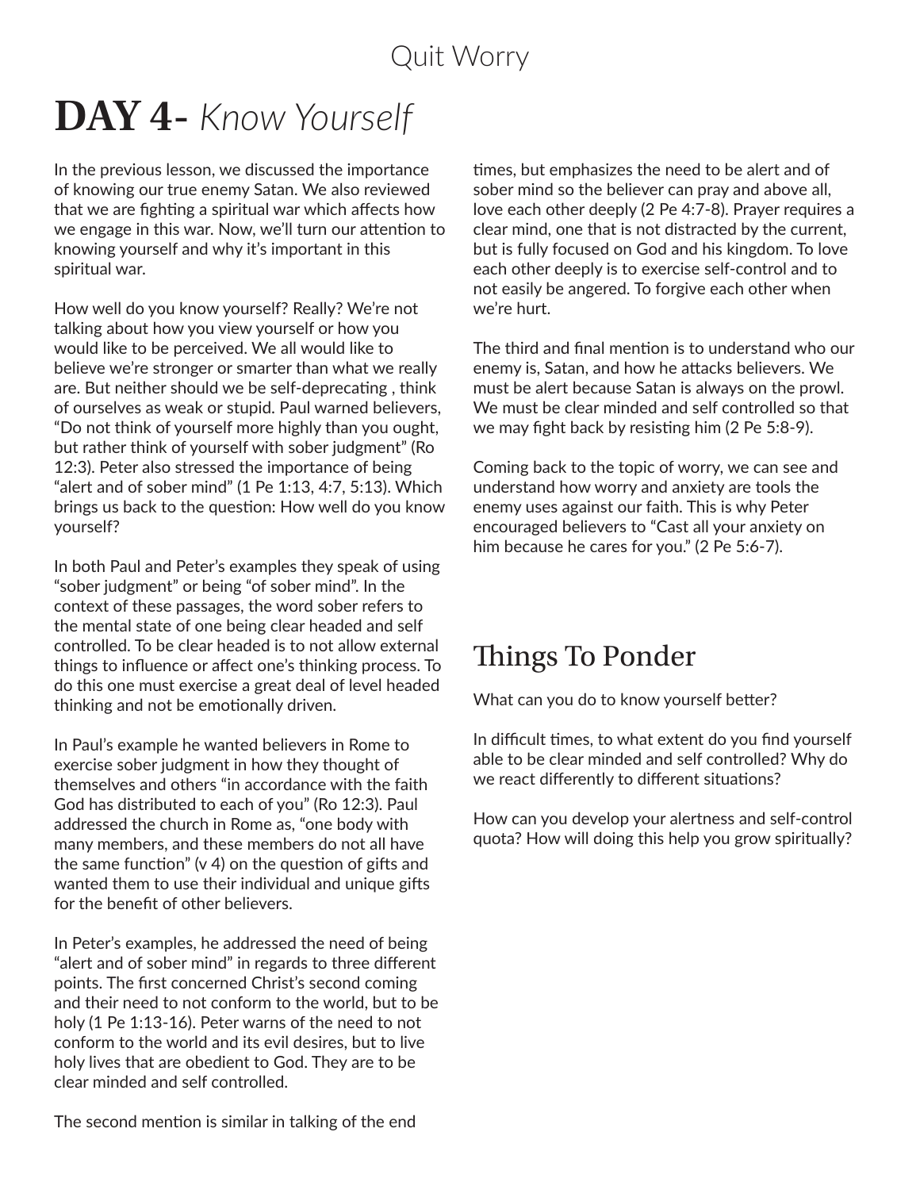# DAY 4- *Know Yourself*

In the previous lesson, we discussed the importance of knowing our true enemy Satan. We also reviewed that we are fighting a spiritual war which affects how we engage in this war. Now, we'll turn our attention to knowing yourself and why it's important in this spiritual war.

How well do you know yourself? Really? We're not talking about how you view yourself or how you would like to be perceived. We all would like to believe we're stronger or smarter than what we really are. But neither should we be self-deprecating , think of ourselves as weak or stupid. Paul warned believers, "Do not think of yourself more highly than you ought, but rather think of yourself with sober judgment" (Ro 12:3). Peter also stressed the importance of being "alert and of sober mind" (1 Pe 1:13, 4:7, 5:13). Which brings us back to the question: How well do you know yourself?

In both Paul and Peter's examples they speak of using "sober judgment" or being "of sober mind". In the context of these passages, the word sober refers to the mental state of one being clear headed and self controlled. To be clear headed is to not allow external things to influence or affect one's thinking process. To do this one must exercise a great deal of level headed thinking and not be emotionally driven.

In Paul's example he wanted believers in Rome to exercise sober judgment in how they thought of themselves and others "in accordance with the faith God has distributed to each of you" (Ro 12:3). Paul addressed the church in Rome as, "one body with many members, and these members do not all have the same function" (v 4) on the question of gifts and wanted them to use their individual and unique gifts for the benefit of other believers.

In Peter's examples, he addressed the need of being "alert and of sober mind" in regards to three different points. The first concerned Christ's second coming and their need to not conform to the world, but to be holy (1 Pe 1:13-16). Peter warns of the need to not conform to the world and its evil desires, but to live holy lives that are obedient to God. They are to be clear minded and self controlled.

The second mention is similar in talking of the end times, but emphasizes the need to be alert and of sober mind so the believer can pray and above all, love each other deeply (2 Pe 4:7-8). Prayer requires a clear mind, one that is not distracted by the current, but is fully focused on God and his kingdom. To love each other deeply is to exercise self-control and to not easily be angered. To forgive each other when we're hurt.

The third and final mention is to understand who our enemy is, Satan, and how he attacks believers. We must be alert because Satan is always on the prowl. We must be clear minded and self controlled so that we may fight back by resisting him (2 Pe 5:8-9).

Coming back to the topic of worry, we can see and understand how worry and anxiety are tools the enemy uses against our faith. This is why Peter encouraged believers to "Cast all your anxiety on him because he cares for you." (2 Pe 5:6-7).

## Things To Ponder

What can you do to know yourself better?

In difficult times, to what extent do you find yourself able to be clear minded and self controlled? Why do we react differently to different situations?

How can you develop your alertness and self-control quota? How will doing this help you grow spiritually?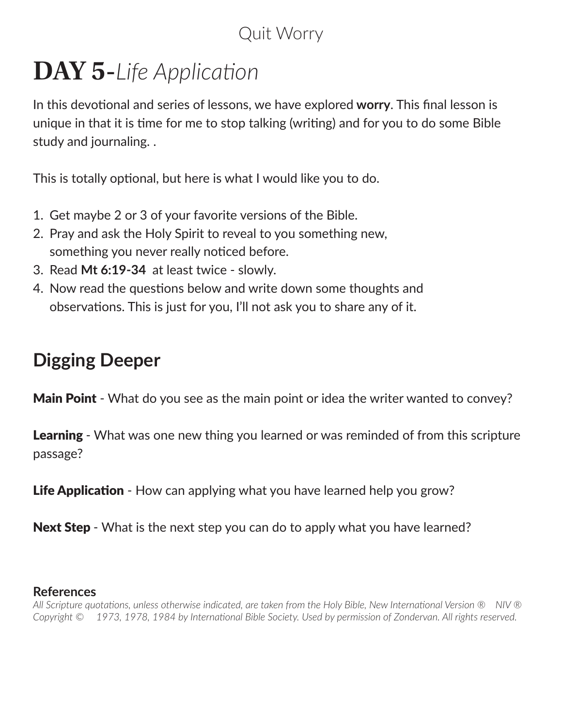# DAY 5-*Life Application*

In this devotional and series of lessons, we have explored **worry**. This final lesson is unique in that it is time for me to stop talking (writing) and for you to do some Bible study and journaling. .

This is totally optional, but here is what I would like you to do.

1. Get maybe 2 or 3 of your favorite versions of the Bible.
2. Pray and ask the Holy Spirit to reveal to you something new, something you never really noticed before.
3. Read **Mt 6:19-34** at least twice - slowly.
4. Now read the questions below and write down some thoughts and observations. This is just for you, I'll not ask you to share any of it.

## Digging Deeper

**Main Point** - What do you see as the main point or idea the writer wanted to convey?

**Learning** - What was one new thing you learned or was reminded of from this scripture passage?

**Life Application** - How can applying what you have learned help you grow?

**Next Step** - What is the next step you can do to apply what you have learned?

**References**

*All Scripture quotations, unless otherwise indicated, are taken from the Holy Bible, New International Version ® NIV ® Copyright © 1973, 1978, 1984 by International Bible Society. Used by permission of Zondervan. All rights reserved.*